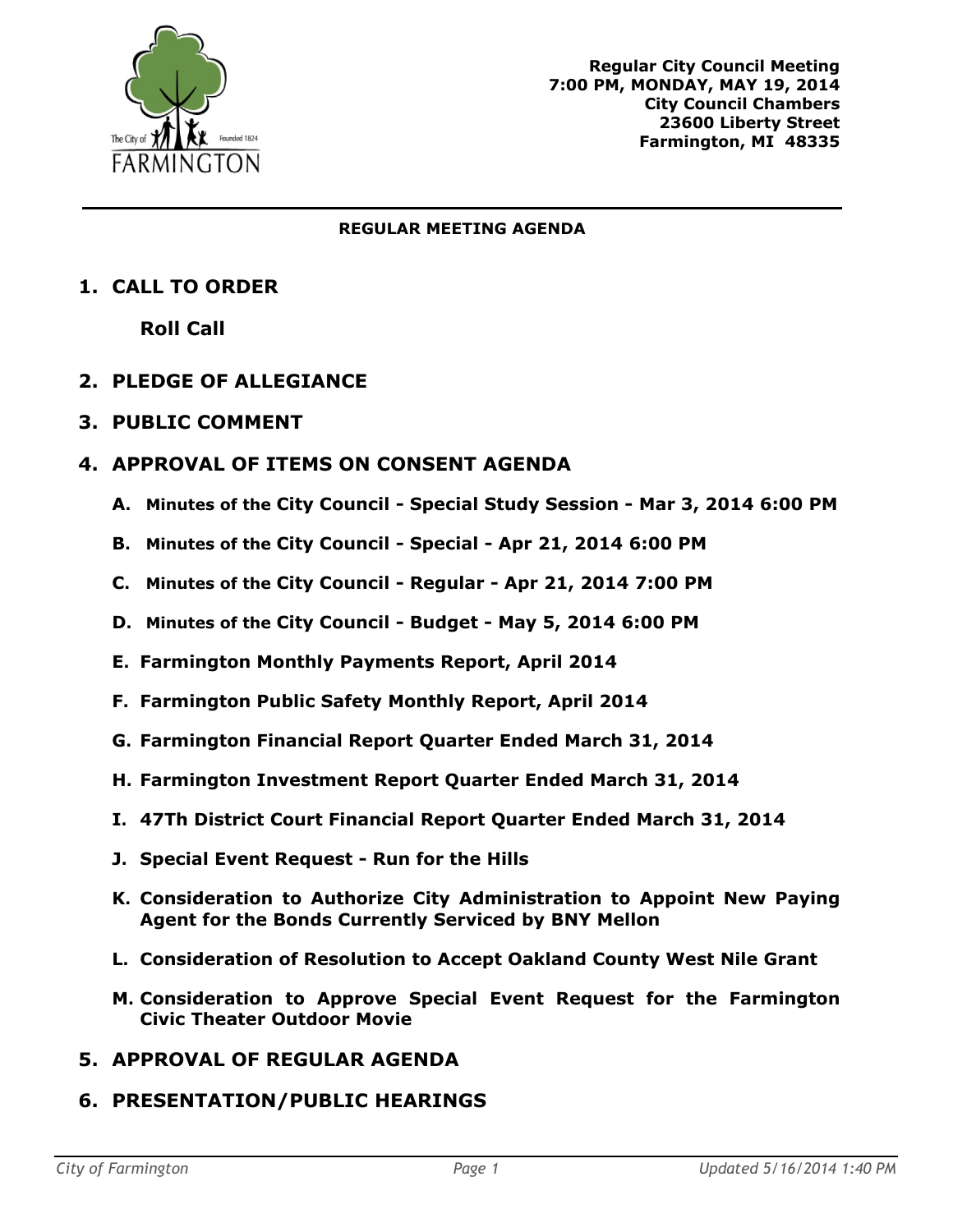**Regular City Council Meeting**
**7:00 PM, MONDAY, MAY 19, 2014**
**City Council Chambers**
**23600 Liberty Street**
**Farmington, MI 48335**

---

**REGULAR MEETING AGENDA**

## 1. CALL TO ORDER

**Roll Call**

## 2. PLEDGE OF ALLEGIANCE

## 3. PUBLIC COMMENT

## 4. APPROVAL OF ITEMS ON CONSENT AGENDA

A. Minutes of the **City Council - Special Study Session - Mar 3, 2014 6:00 PM**

B. Minutes of the **City Council - Special - Apr 21, 2014 6:00 PM**

C. Minutes of the **City Council - Regular - Apr 21, 2014 7:00 PM**

D. Minutes of the **City Council - Budget - May 5, 2014 6:00 PM**

E. **Farmington Monthly Payments Report, April 2014**

F. **Farmington Public Safety Monthly Report, April 2014**

G. **Farmington Financial Report Quarter Ended March 31, 2014**

H. **Farmington Investment Report Quarter Ended March 31, 2014**

I. **47Th District Court Financial Report Quarter Ended March 31, 2014**

J. **Special Event Request - Run for the Hills**

K. **Consideration to Authorize City Administration to Appoint New Paying Agent for the Bonds Currently Serviced by BNY Mellon**

L. **Consideration of Resolution to Accept Oakland County West Nile Grant**

M. **Consideration to Approve Special Event Request for the Farmington Civic Theater Outdoor Movie**

## 5. APPROVAL OF REGULAR AGENDA

## 6. PRESENTATION/PUBLIC HEARINGS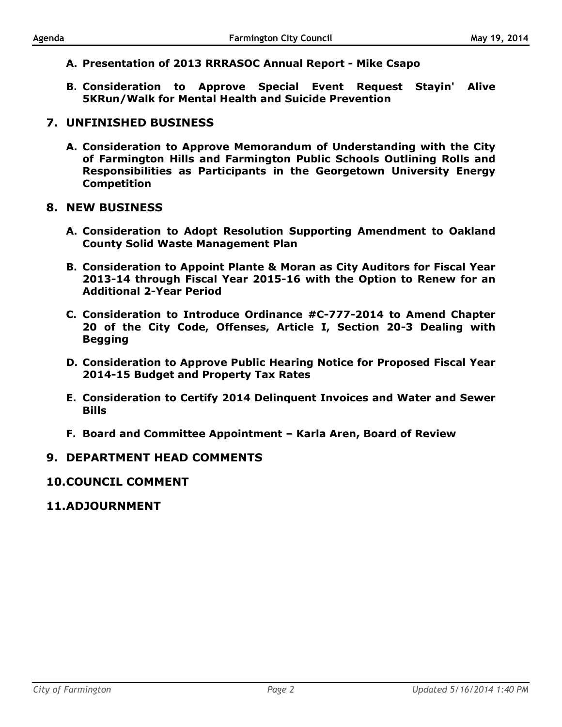**A. Presentation of 2013 RRRASOC Annual Report - Mike Csapo**

**B. Consideration to Approve Special Event Request Stayin' Alive 5KRun/Walk for Mental Health and Suicide Prevention**

## 7. UNFINISHED BUSINESS

**A. Consideration to Approve Memorandum of Understanding with the City of Farmington Hills and Farmington Public Schools Outlining Rolls and Responsibilities as Participants in the Georgetown University Energy Competition**

## 8. NEW BUSINESS

**A. Consideration to Adopt Resolution Supporting Amendment to Oakland County Solid Waste Management Plan**

**B. Consideration to Appoint Plante & Moran as City Auditors for Fiscal Year 2013-14 through Fiscal Year 2015-16 with the Option to Renew for an Additional 2-Year Period**

**C. Consideration to Introduce Ordinance #C-777-2014 to Amend Chapter 20 of the City Code, Offenses, Article I, Section 20-3 Dealing with Begging**

**D. Consideration to Approve Public Hearing Notice for Proposed Fiscal Year 2014-15 Budget and Property Tax Rates**

**E. Consideration to Certify 2014 Delinquent Invoices and Water and Sewer Bills**

**F. Board and Committee Appointment – Karla Aren, Board of Review**

## 9. DEPARTMENT HEAD COMMENTS

## 10. COUNCIL COMMENT

## 11. ADJOURNMENT